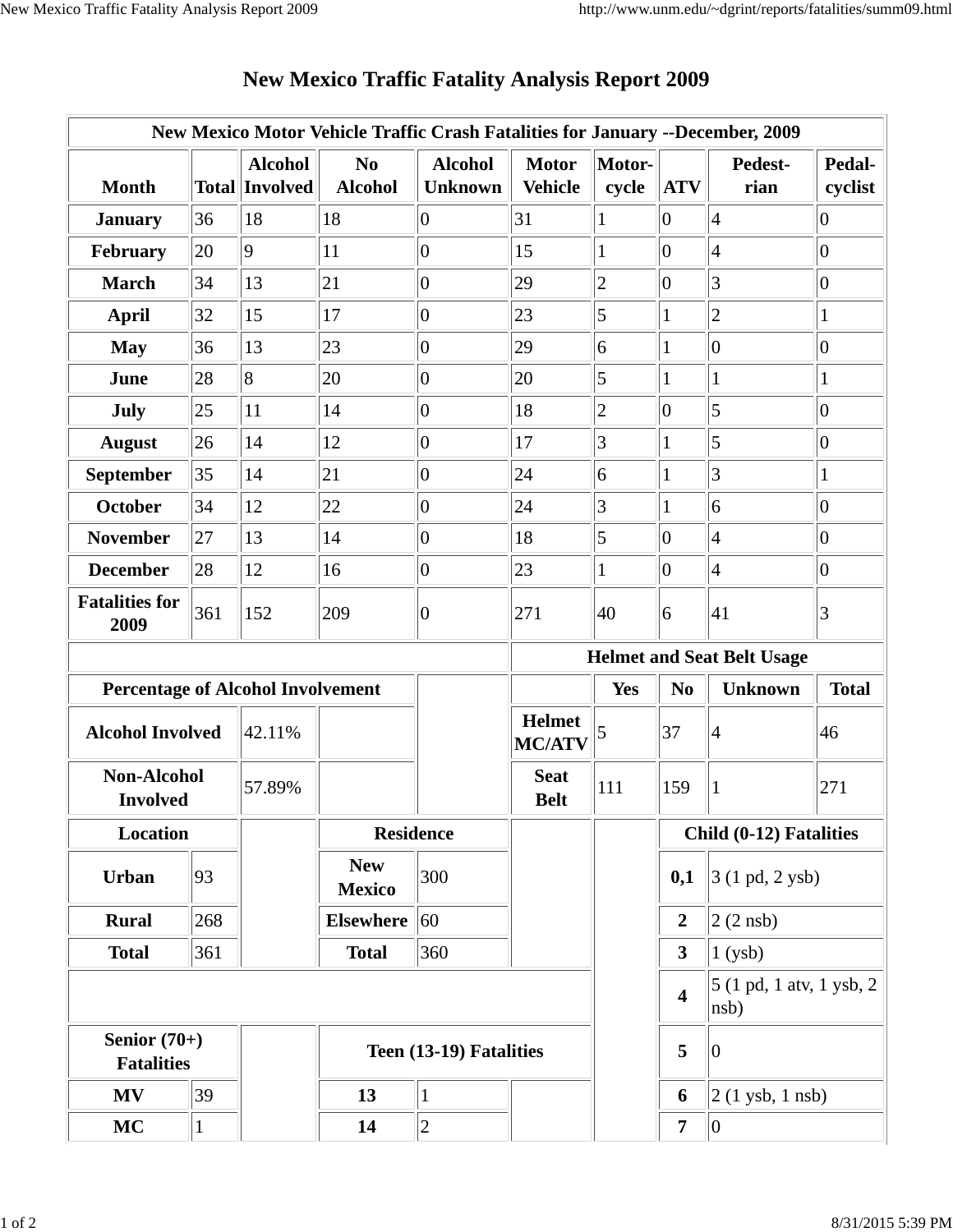# New Mexico Traffic Fatality Analysis Report 2009

| New Mexico Motor Vehicle Traffic Crash Fatalities for January --December, 2009 | | | | | | | | | |
|---|---|---|---|---|---|---|---|---|---|
| **Month** | **Total** | **Alcohol Involved** | **No Alcohol** | **Alcohol Unknown** | **Motor Vehicle** | **Motor-cycle** | **ATV** | **Pedest-rian** | **Pedal-cyclist** |
| **January** | 36 | 18 | 18 | 0 | 31 | 1 | 0 | 4 | 0 |
| **February** | 20 | 9 | 11 | 0 | 15 | 1 | 0 | 4 | 0 |
| **March** | 34 | 13 | 21 | 0 | 29 | 2 | 0 | 3 | 0 |
| **April** | 32 | 15 | 17 | 0 | 23 | 5 | 1 | 2 | 1 |
| **May** | 36 | 13 | 23 | 0 | 29 | 6 | 1 | 0 | 0 |
| **June** | 28 | 8 | 20 | 0 | 20 | 5 | 1 | 1 | 1 |
| **July** | 25 | 11 | 14 | 0 | 18 | 2 | 0 | 5 | 0 |
| **August** | 26 | 14 | 12 | 0 | 17 | 3 | 1 | 5 | 0 |
| **September** | 35 | 14 | 21 | 0 | 24 | 6 | 1 | 3 | 1 |
| **October** | 34 | 12 | 22 | 0 | 24 | 3 | 1 | 6 | 0 |
| **November** | 27 | 13 | 14 | 0 | 18 | 5 | 0 | 4 | 0 |
| **December** | 28 | 12 | 16 | 0 | 23 | 1 | 0 | 4 | 0 |
| **Fatalities for 2009** | 361 | 152 | 209 | 0 | 271 | 40 | 6 | 41 | 3 |

**Percentage of Alcohol Involvement**

| | |
|---|---|
| **Alcohol Involved** | 42.11% |
| **Non-Alcohol Involved** | 57.89% |

**Helmet and Seat Belt Usage**

| | **Yes** | **No** | **Unknown** | **Total** |
|---|---|---|---|---|
| **Helmet MC/ATV** | 5 | 37 | 4 | 46 |
| **Seat Belt** | 111 | 159 | 1 | 271 |

| **Location** | |
|---|---|
| **Urban** | 93 |
| **Rural** | 268 |
| **Total** | 361 |

| **Residence** | |
|---|---|
| **New Mexico** | 300 |
| **Elsewhere** | 60 |
| **Total** | 360 |

| **Child (0-12) Fatalities** | |
|---|---|
| **0,1** | 3 (1 pd, 2 ysb) |
| **2** | 2 (2 nsb) |
| **3** | 1 (ysb) |
| **4** | 5 (1 pd, 1 atv, 1 ysb, 2 nsb) |
| **5** | 0 |
| **6** | 2 (1 ysb, 1 nsb) |
| **7** | 0 |

| **Senior (70+) Fatalities** | |
|---|---|
| **MV** | 39 |
| **MC** | 1 |

| **Teen (13-19) Fatalities** | |
|---|---|
| **13** | 1 |
| **14** | 2 |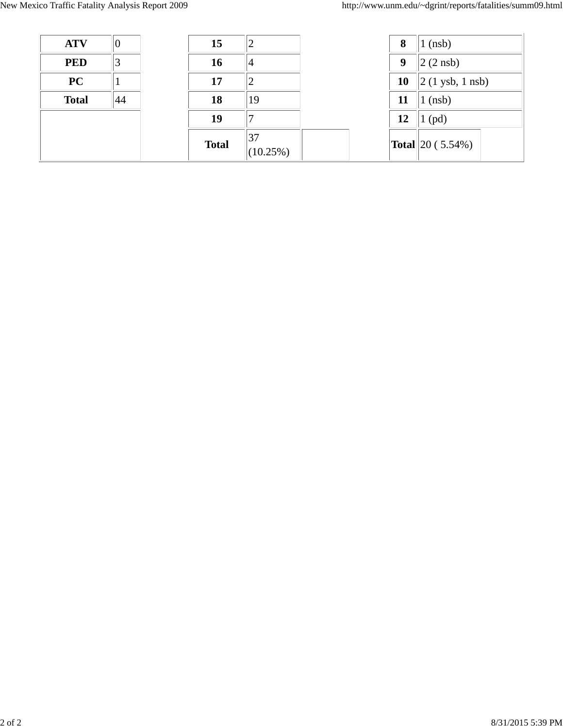| | | | | | | |
|---|---|---|---|---|---|---|
| **ATV** | 0 | **15** | 2 | | **8** | 1 (nsb) |
| **PED** | 3 | **16** | 4 | | **9** | 2 (2 nsb) |
| **PC** | 1 | **17** | 2 | | **10** | 2 (1 ysb, 1 nsb) |
| **Total** | 44 | **18** | 19 | | **11** | 1 (nsb) |
| | | **19** | 7 | | **12** | 1 (pd) |
| | | **Total** | 37 (10.25%) | | **Total** | 20 ( 5.54%) |